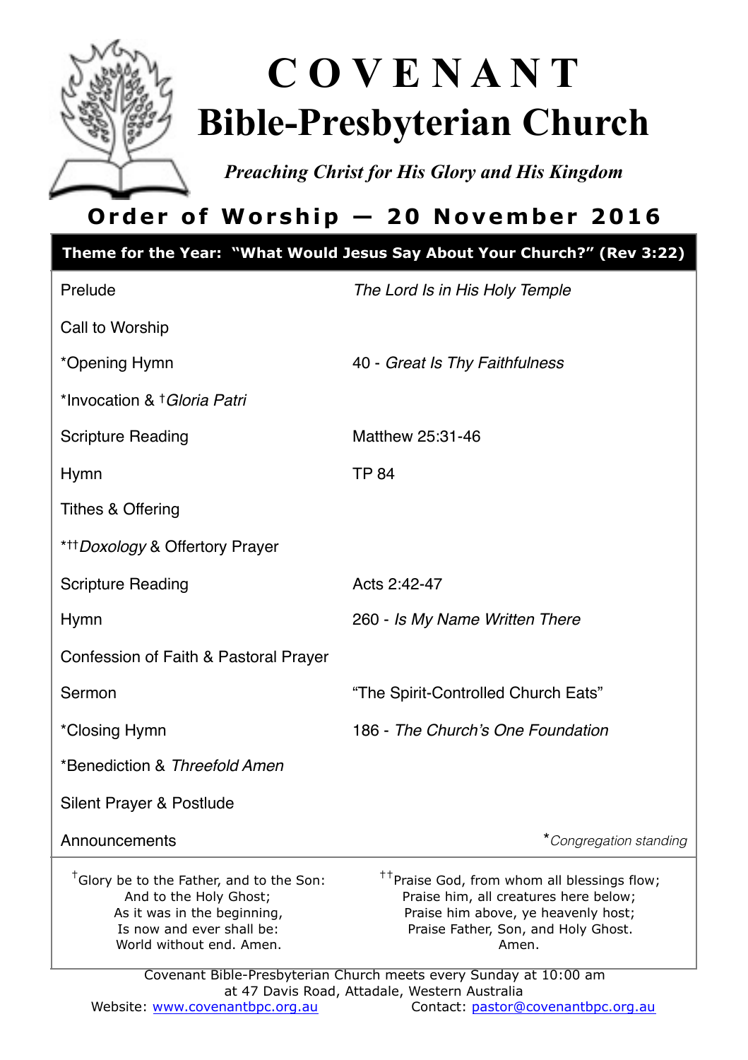# C O V E N A N T
# Bible-Presbyterian Church

*Preaching Christ for His Glory and His Kingdom*

## Order of Worship — 20 November 2016

| **Theme for the Year: "What Would Jesus Say About Your Church?" (Rev 3:22)** | |
|---|---|
| Prelude | *The Lord Is in His Holy Temple* |
| Call to Worship | |
| *Opening Hymn | 40 - *Great Is Thy Faithfulness* |
| *Invocation & †*Gloria Patri* | |
| Scripture Reading | Matthew 25:31-46 |
| Hymn | TP 84 |
| Tithes & Offering | |
| *††*Doxology* & Offertory Prayer | |
| Scripture Reading | Acts 2:42-47 |
| Hymn | 260 - *Is My Name Written There* |
| Confession of Faith & Pastoral Prayer | |
| Sermon | "The Spirit-Controlled Church Eats" |
| *Closing Hymn | 186 - *The Church's One Foundation* |
| *Benediction & *Threefold Amen* | |
| Silent Prayer & Postlude | |
| Announcements | **Congregation standing* |

†Glory be to the Father, and to the Son:
And to the Holy Ghost;
As it was in the beginning,
Is now and ever shall be:
World without end. Amen.

††Praise God, from whom all blessings flow;
Praise him, all creatures here below;
Praise him above, ye heavenly host;
Praise Father, Son, and Holy Ghost.
Amen.

Covenant Bible-Presbyterian Church meets every Sunday at 10:00 am at 47 Davis Road, Attadale, Western Australia

Website: [www.covenantbpc.org.au](http://www.covenantbpc.org.au) Contact: [pastor@covenantbpc.org.au](mailto:pastor@covenantbpc.org.au)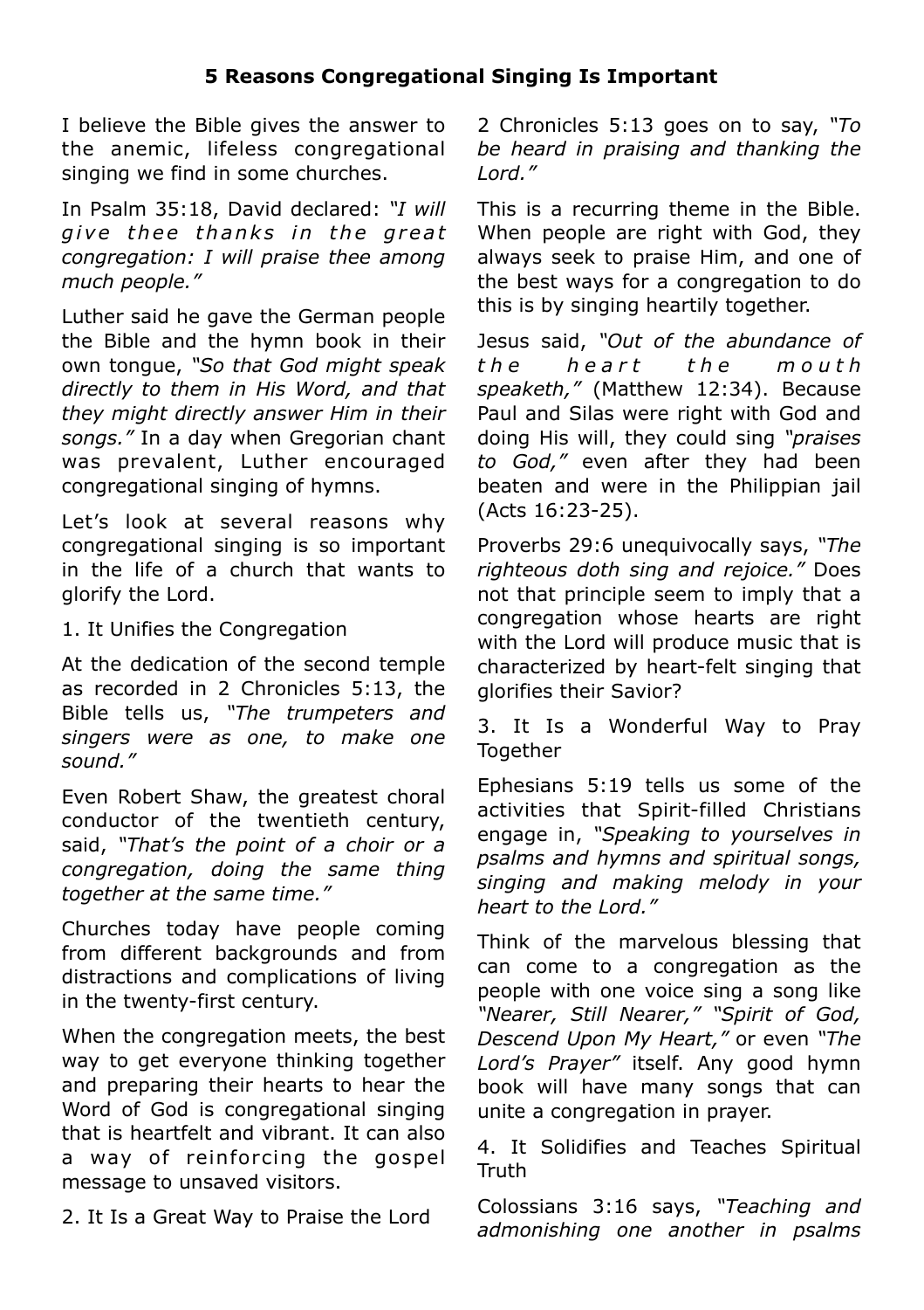# 5 Reasons Congregational Singing Is Important

I believe the Bible gives the answer to the anemic, lifeless congregational singing we find in some churches.

In Psalm 35:18, David declared: *"I will give thee thanks in the great congregation: I will praise thee among much people."*

Luther said he gave the German people the Bible and the hymn book in their own tongue, *"So that God might speak directly to them in His Word, and that they might directly answer Him in their songs."* In a day when Gregorian chant was prevalent, Luther encouraged congregational singing of hymns.

Let's look at several reasons why congregational singing is so important in the life of a church that wants to glorify the Lord.

1. It Unifies the Congregation

At the dedication of the second temple as recorded in 2 Chronicles 5:13, the Bible tells us, *"The trumpeters and singers were as one, to make one sound."*

Even Robert Shaw, the greatest choral conductor of the twentieth century, said, *"That's the point of a choir or a congregation, doing the same thing together at the same time."*

Churches today have people coming from different backgrounds and from distractions and complications of living in the twenty-first century.

When the congregation meets, the best way to get everyone thinking together and preparing their hearts to hear the Word of God is congregational singing that is heartfelt and vibrant. It can also a way of reinforcing the gospel message to unsaved visitors.

2. It Is a Great Way to Praise the Lord

2 Chronicles 5:13 goes on to say, *"To be heard in praising and thanking the Lord."*

This is a recurring theme in the Bible. When people are right with God, they always seek to praise Him, and one of the best ways for a congregation to do this is by singing heartily together.

Jesus said, *"Out of the abundance of the heart the mouth speaketh,"* (Matthew 12:34). Because Paul and Silas were right with God and doing His will, they could sing *"praises to God,"* even after they had been beaten and were in the Philippian jail (Acts 16:23-25).

Proverbs 29:6 unequivocally says, *"The righteous doth sing and rejoice."* Does not that principle seem to imply that a congregation whose hearts are right with the Lord will produce music that is characterized by heart-felt singing that glorifies their Savior?

3. It Is a Wonderful Way to Pray Together

Ephesians 5:19 tells us some of the activities that Spirit-filled Christians engage in, *"Speaking to yourselves in psalms and hymns and spiritual songs, singing and making melody in your heart to the Lord."*

Think of the marvelous blessing that can come to a congregation as the people with one voice sing a song like *"Nearer, Still Nearer," "Spirit of God, Descend Upon My Heart,"* or even *"The Lord's Prayer"* itself. Any good hymn book will have many songs that can unite a congregation in prayer.

4. It Solidifies and Teaches Spiritual Truth

Colossians 3:16 says, *"Teaching and admonishing one another in psalms*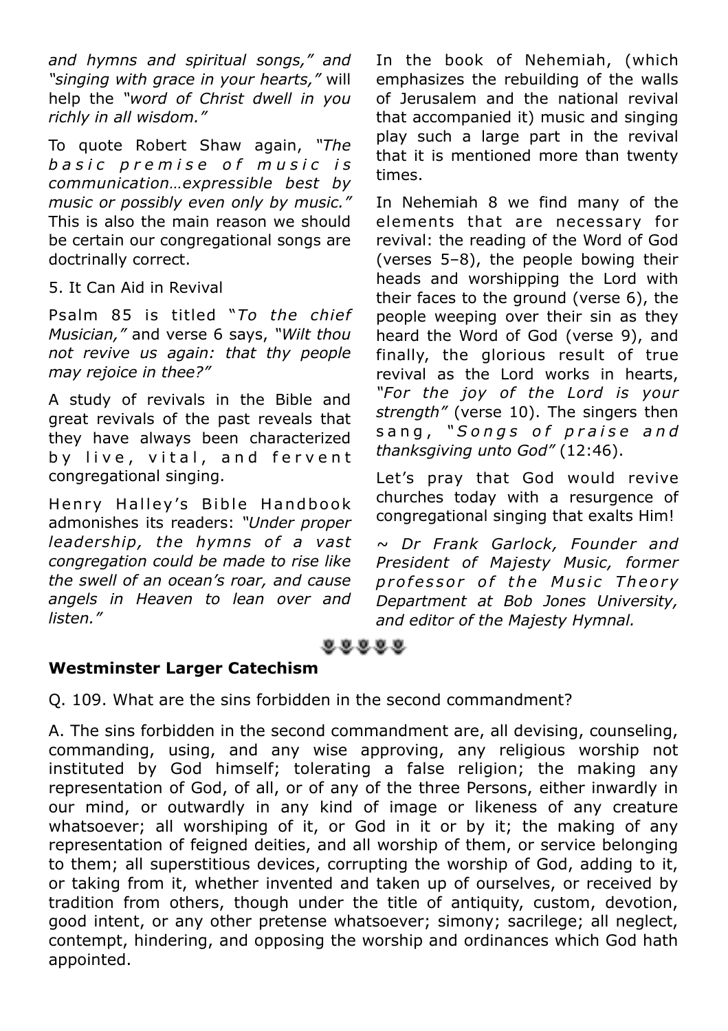*and hymns and spiritual songs," and "singing with grace in your hearts,"* will help the *"word of Christ dwell in you richly in all wisdom."*

To quote Robert Shaw again, *"The basic premise of music is communication…expressible best by music or possibly even only by music."* This is also the main reason we should be certain our congregational songs are doctrinally correct.

5. It Can Aid in Revival

Psalm 85 is titled "*To the chief Musician,"* and verse 6 says, *"Wilt thou not revive us again: that thy people may rejoice in thee?"*

A study of revivals in the Bible and great revivals of the past reveals that they have always been characterized by live, vital, and fervent congregational singing.

Henry Halley's Bible Handbook admonishes its readers: *"Under proper leadership, the hymns of a vast congregation could be made to rise like the swell of an ocean's roar, and cause angels in Heaven to lean over and listen."*

In the book of Nehemiah, (which emphasizes the rebuilding of the walls of Jerusalem and the national revival that accompanied it) music and singing play such a large part in the revival that it is mentioned more than twenty times.

In Nehemiah 8 we find many of the elements that are necessary for revival: the reading of the Word of God (verses 5–8), the people bowing their heads and worshipping the Lord with their faces to the ground (verse 6), the people weeping over their sin as they heard the Word of God (verse 9), and finally, the glorious result of true revival as the Lord works in hearts, *"For the joy of the Lord is your strength"* (verse 10). The singers then sang, *"Songs of praise and thanksgiving unto God"* (12:46).

Let's pray that God would revive churches today with a resurgence of congregational singing that exalts Him!

*~ Dr Frank Garlock, Founder and President of Majesty Music, former professor of the Music Theory Department at Bob Jones University, and editor of the Majesty Hymnal.*

**Westminster Larger Catechism**

Q. 109. What are the sins forbidden in the second commandment?

A. The sins forbidden in the second commandment are, all devising, counseling, commanding, using, and any wise approving, any religious worship not instituted by God himself; tolerating a false religion; the making any representation of God, of all, or of any of the three Persons, either inwardly in our mind, or outwardly in any kind of image or likeness of any creature whatsoever; all worshiping of it, or God in it or by it; the making of any representation of feigned deities, and all worship of them, or service belonging to them; all superstitious devices, corrupting the worship of God, adding to it, or taking from it, whether invented and taken up of ourselves, or received by tradition from others, though under the title of antiquity, custom, devotion, good intent, or any other pretense whatsoever; simony; sacrilege; all neglect, contempt, hindering, and opposing the worship and ordinances which God hath appointed.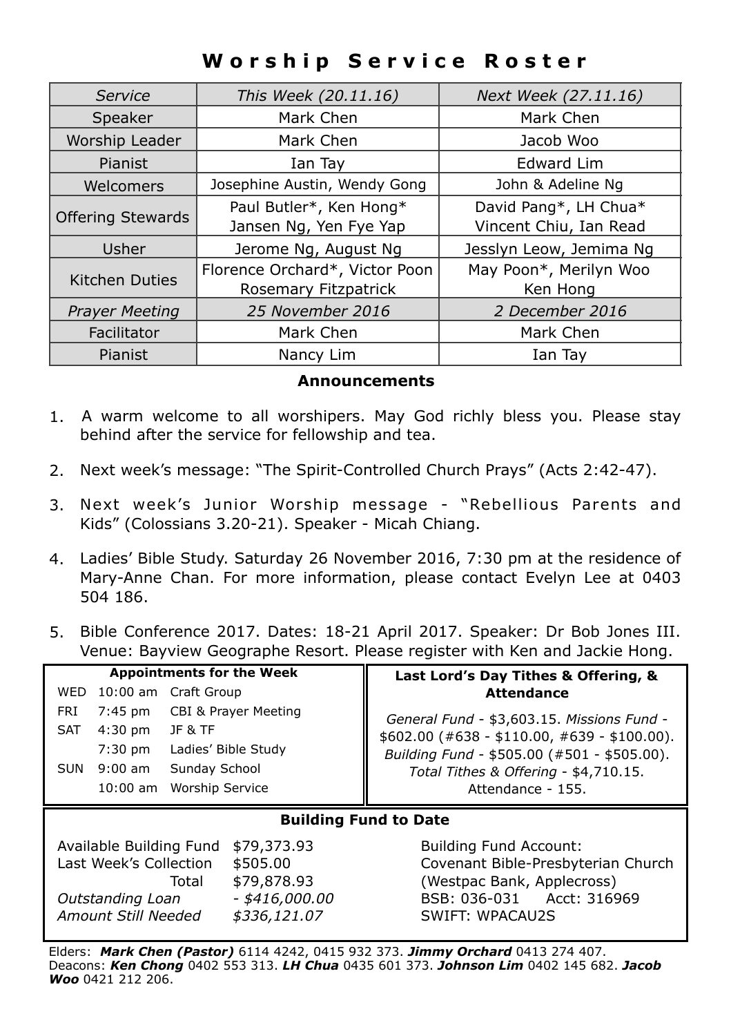# Worship Service Roster

| *Service* | *This Week (20.11.16)* | *Next Week (27.11.16)* |
|---|---|---|
| Speaker | Mark Chen | Mark Chen |
| Worship Leader | Mark Chen | Jacob Woo |
| Pianist | Ian Tay | Edward Lim |
| Welcomers | Josephine Austin, Wendy Gong | John & Adeline Ng |
| Offering Stewards | Paul Butler*, Ken Hong* Jansen Ng, Yen Fye Yap | David Pang*, LH Chua* Vincent Chiu, Ian Read |
| Usher | Jerome Ng, August Ng | Jesslyn Leow, Jemima Ng |
| Kitchen Duties | Florence Orchard*, Victor Poon Rosemary Fitzpatrick | May Poon*, Merilyn Woo Ken Hong |
| *Prayer Meeting* | *25 November 2016* | *2 December 2016* |
| Facilitator | Mark Chen | Mark Chen |
| Pianist | Nancy Lim | Ian Tay |

## Announcements

1. A warm welcome to all worshipers. May God richly bless you. Please stay behind after the service for fellowship and tea.
2. Next week's message: "The Spirit-Controlled Church Prays" (Acts 2:42-47).
3. Next week's Junior Worship message - "Rebellious Parents and Kids" (Colossians 3.20-21). Speaker - Micah Chiang.
4. Ladies' Bible Study. Saturday 26 November 2016, 7:30 pm at the residence of Mary-Anne Chan. For more information, please contact Evelyn Lee at 0403 504 186.
5. Bible Conference 2017. Dates: 18-21 April 2017. Speaker: Dr Bob Jones III. Venue: Bayview Geographe Resort. Please register with Ken and Jackie Hong.

**Appointments for the Week**

| | | |
|---|---|---|
| WED | 10:00 am | Craft Group |
| FRI | 7:45 pm | CBI & Prayer Meeting |
| SAT | 4:30 pm | JF & TF |
| | 7:30 pm | Ladies' Bible Study |
| SUN | 9:00 am | Sunday School |
| | 10:00 am | Worship Service |

**Last Lord's Day Tithes & Offering, & Attendance**

*General Fund* - $3,603.15. *Missions Fund* - $602.00 (#638 - $110.00, #639 - $100.00). *Building Fund* - $505.00 (#501 - $505.00). *Total Tithes & Offering* - $4,710.15. Attendance - 155.

**Building Fund to Date**

| | |
|---|---|
| Available Building Fund | $79,373.93 |
| Last Week's Collection | $505.00 |
| Total | $79,878.93 |
| *Outstanding Loan* | *- $416,000.00* |
| *Amount Still Needed* | *$336,121.07* |

Building Fund Account:
Covenant Bible-Presbyterian Church
(Westpac Bank, Applecross)
BSB: 036-031 Acct: 316969
SWIFT: WPACAU2S

Elders: ***Mark Chen (Pastor)*** 6114 4242, 0415 932 373. ***Jimmy Orchard*** 0413 274 407.
Deacons: ***Ken Chong*** 0402 553 313. ***LH Chua*** 0435 601 373. ***Johnson Lim*** 0402 145 682. ***Jacob Woo*** 0421 212 206.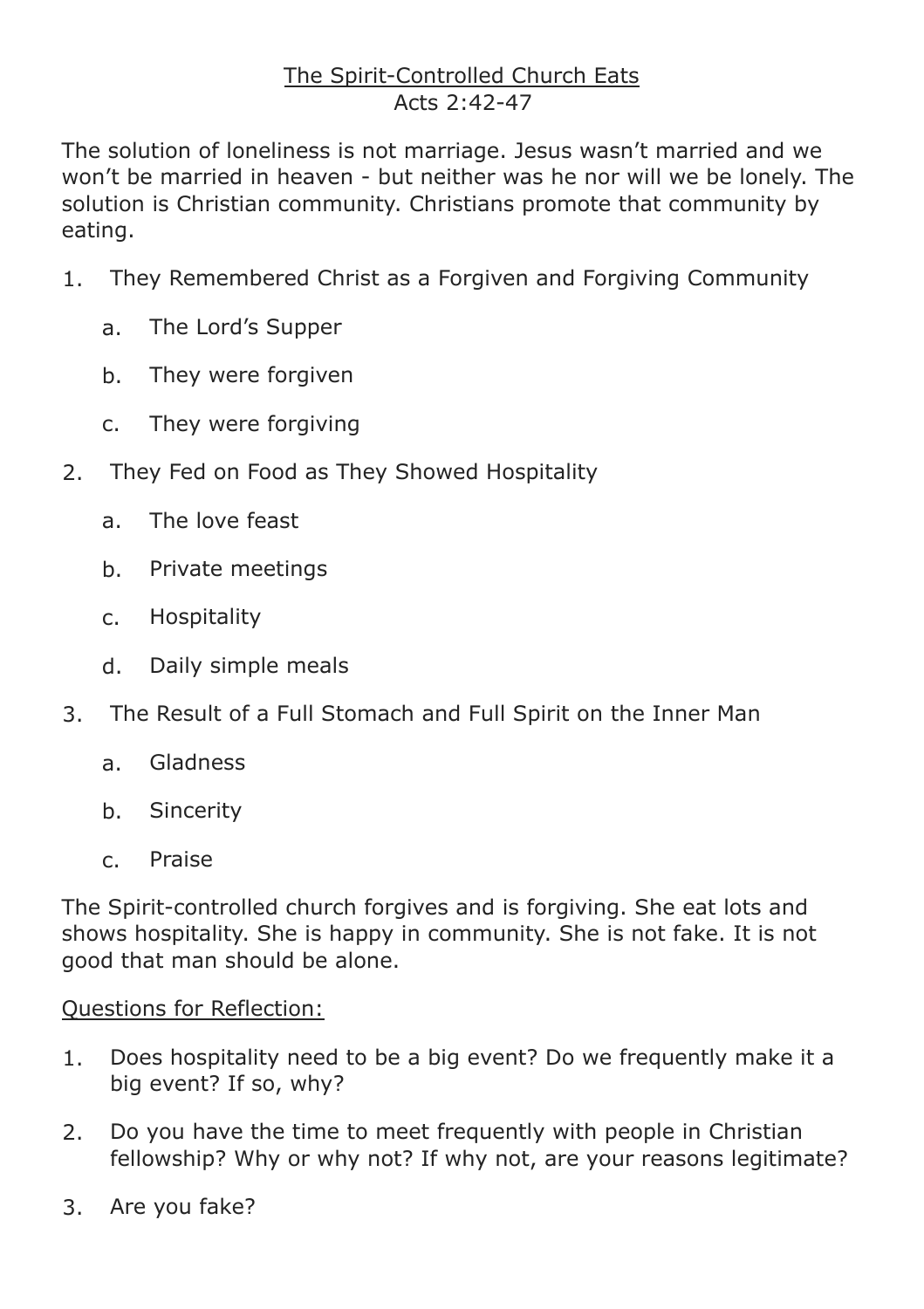<u>The Spirit-Controlled Church Eats</u>
Acts 2:42-47

The solution of loneliness is not marriage. Jesus wasn't married and we won't be married in heaven - but neither was he nor will we be lonely. The solution is Christian community. Christians promote that community by eating.

1. They Remembered Christ as a Forgiven and Forgiving Community
    a. The Lord's Supper
    b. They were forgiven
    c. They were forgiving
2. They Fed on Food as They Showed Hospitality
    a. The love feast
    b. Private meetings
    c. Hospitality
    d. Daily simple meals
3. The Result of a Full Stomach and Full Spirit on the Inner Man
    a. Gladness
    b. Sincerity
    c. Praise

The Spirit-controlled church forgives and is forgiving. She eat lots and shows hospitality. She is happy in community. She is not fake. It is not good that man should be alone.

<u>Questions for Reflection:</u>

1. Does hospitality need to be a big event? Do we frequently make it a big event? If so, why?
2. Do you have the time to meet frequently with people in Christian fellowship? Why or why not? If why not, are your reasons legitimate?
3. Are you fake?